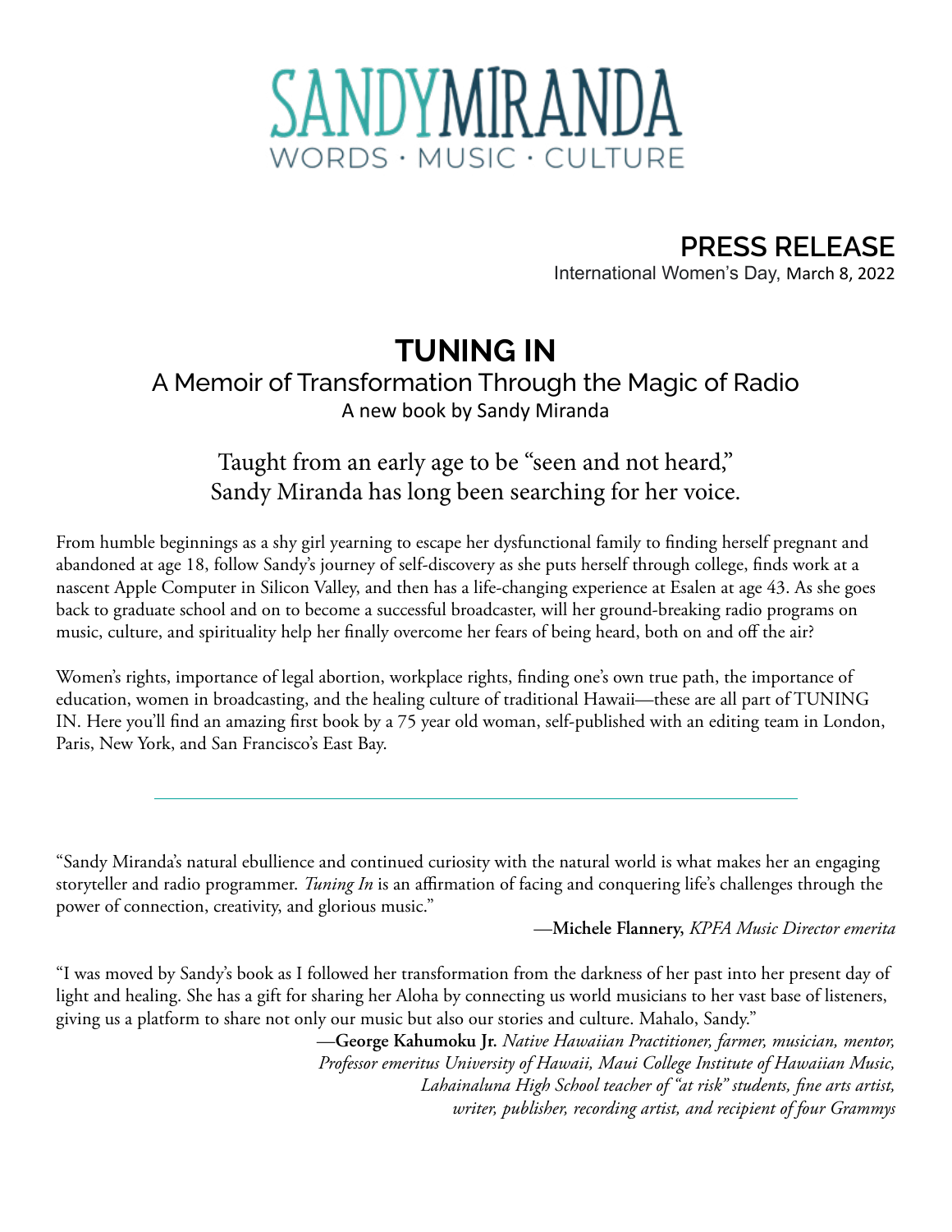# SANDYMIRANDA

WORDS · MUSIC · CULTURE

## PRESS RELEASE

International Women's Day, March 8, 2022

# TUNING IN

## A Memoir of Transformation Through the Magic of Radio

A new book by Sandy Miranda

Taught from an early age to be "seen and not heard," Sandy Miranda has long been searching for her voice.

From humble beginnings as a shy girl yearning to escape her dysfunctional family to finding herself pregnant and abandoned at age 18, follow Sandy's journey of self-discovery as she puts herself through college, finds work at a nascent Apple Computer in Silicon Valley, and then has a life-changing experience at Esalen at age 43. As she goes back to graduate school and on to become a successful broadcaster, will her ground-breaking radio programs on music, culture, and spirituality help her finally overcome her fears of being heard, both on and off the air?

Women's rights, importance of legal abortion, workplace rights, finding one's own true path, the importance of education, women in broadcasting, and the healing culture of traditional Hawaii—these are all part of TUNING IN. Here you'll find an amazing first book by a 75 year old woman, self-published with an editing team in London, Paris, New York, and San Francisco's East Bay.

---

"Sandy Miranda's natural ebullience and continued curiosity with the natural world is what makes her an engaging storyteller and radio programmer. *Tuning In* is an affirmation of facing and conquering life's challenges through the power of connection, creativity, and glorious music."

—**Michele Flannery,** *KPFA Music Director emerita*

"I was moved by Sandy's book as I followed her transformation from the darkness of her past into her present day of light and healing. She has a gift for sharing her Aloha by connecting us world musicians to her vast base of listeners, giving us a platform to share not only our music but also our stories and culture. Mahalo, Sandy."

—**George Kahumoku Jr.** *Native Hawaiian Practitioner, farmer, musician, mentor, Professor emeritus University of Hawaii, Maui College Institute of Hawaiian Music, Lahainaluna High School teacher of "at risk" students, fine arts artist, writer, publisher, recording artist, and recipient of four Grammys*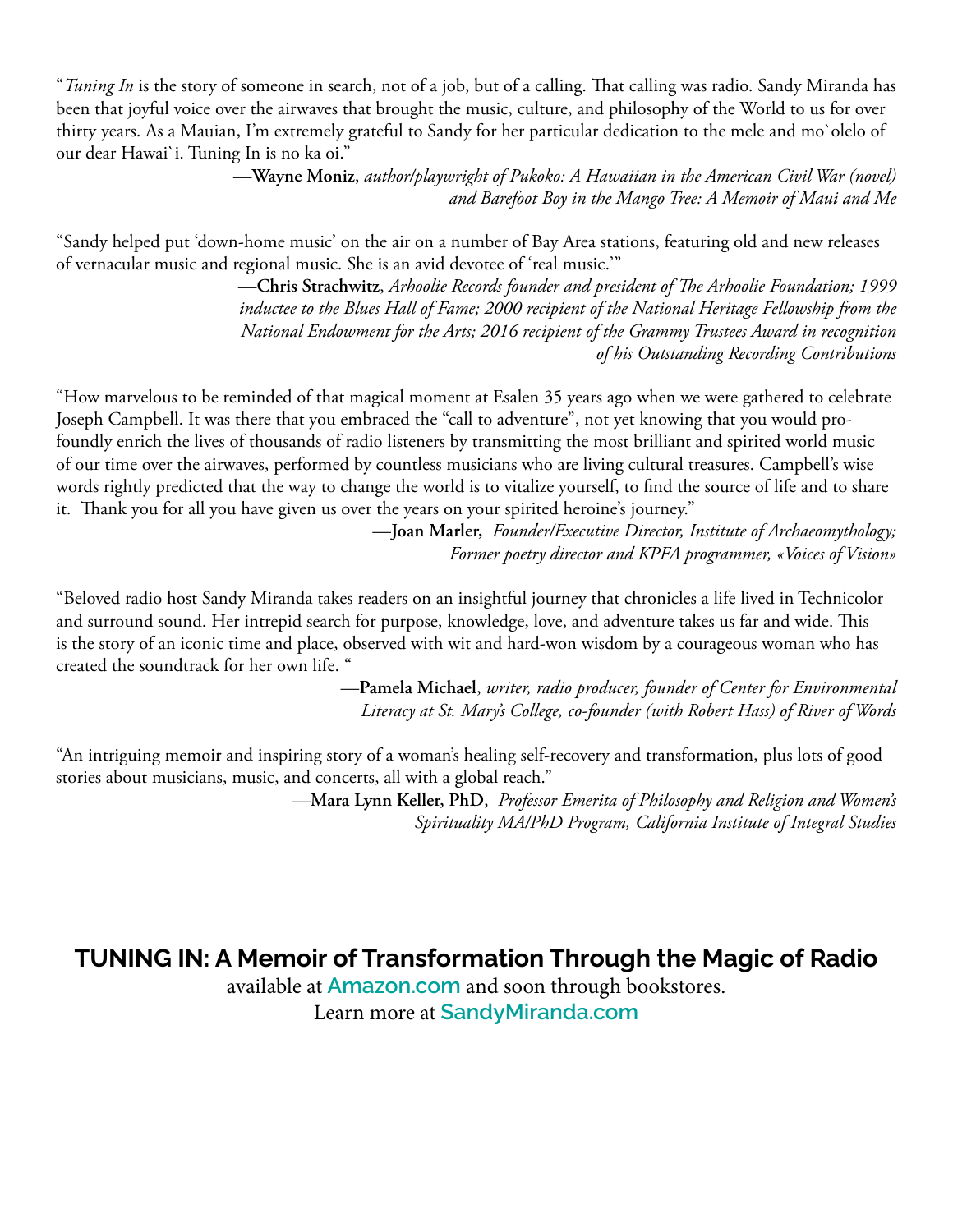"*Tuning In* is the story of someone in search, not of a job, but of a calling. That calling was radio. Sandy Miranda has been that joyful voice over the airwaves that brought the music, culture, and philosophy of the World to us for over thirty years. As a Mauian, I'm extremely grateful to Sandy for her particular dedication to the mele and mo`olelo of our dear Hawai`i. Tuning In is no ka oi."

—**Wayne Moniz**, *author/playwright of Pukoko: A Hawaiian in the American Civil War (novel) and Barefoot Boy in the Mango Tree: A Memoir of Maui and Me*

"Sandy helped put 'down-home music' on the air on a number of Bay Area stations, featuring old and new releases of vernacular music and regional music. She is an avid devotee of 'real music.'"

—**Chris Strachwitz**, *Arhoolie Records founder and president of The Arhoolie Foundation; 1999 inductee to the Blues Hall of Fame; 2000 recipient of the National Heritage Fellowship from the National Endowment for the Arts; 2016 recipient of the Grammy Trustees Award in recognition of his Outstanding Recording Contributions*

"How marvelous to be reminded of that magical moment at Esalen 35 years ago when we were gathered to celebrate Joseph Campbell. It was there that you embraced the "call to adventure", not yet knowing that you would profoundly enrich the lives of thousands of radio listeners by transmitting the most brilliant and spirited world music of our time over the airwaves, performed by countless musicians who are living cultural treasures. Campbell's wise words rightly predicted that the way to change the world is to vitalize yourself, to find the source of life and to share it. Thank you for all you have given us over the years on your spirited heroine's journey."

—**Joan Marler,** *Founder/Executive Director, Institute of Archaeomythology; Former poetry director and KPFA programmer, «Voices of Vision»*

"Beloved radio host Sandy Miranda takes readers on an insightful journey that chronicles a life lived in Technicolor and surround sound. Her intrepid search for purpose, knowledge, love, and adventure takes us far and wide. This is the story of an iconic time and place, observed with wit and hard-won wisdom by a courageous woman who has created the soundtrack for her own life. "

—**Pamela Michael**, *writer, radio producer, founder of Center for Environmental Literacy at St. Mary's College, co-founder (with Robert Hass) of River of Words*

"An intriguing memoir and inspiring story of a woman's healing self-recovery and transformation, plus lots of good stories about musicians, music, and concerts, all with a global reach."

—**Mara Lynn Keller, PhD**, *Professor Emerita of Philosophy and Religion and Women's Spirituality MA/PhD Program, California Institute of Integral Studies*

**TUNING IN: A Memoir of Transformation Through the Magic of Radio**

available at Amazon.com and soon through bookstores.

Learn more at SandyMiranda.com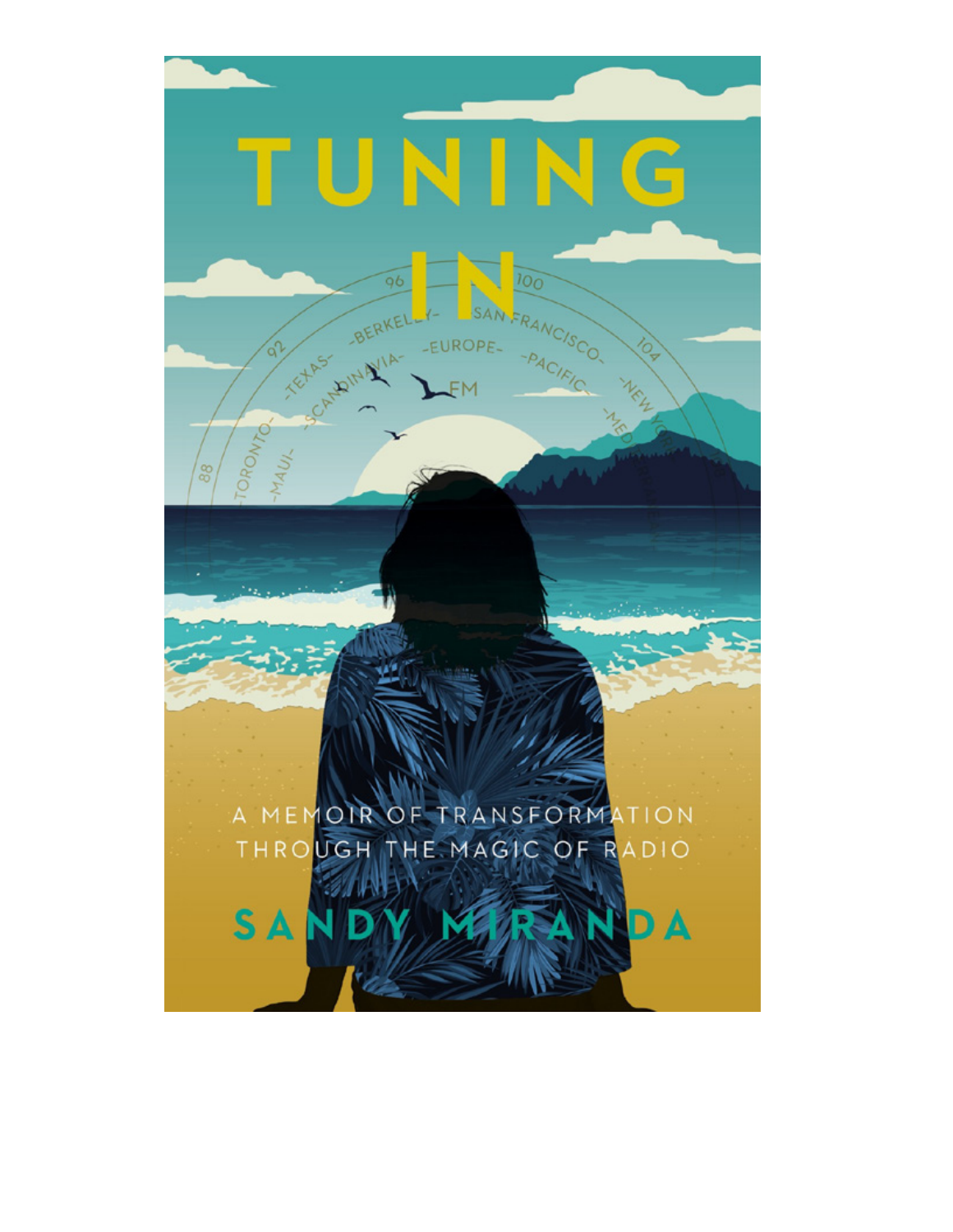# TUNING IN

A MEMOIR OF TRANSFORMATION THROUGH THE MAGIC OF RADIO

SANDY MIRANDA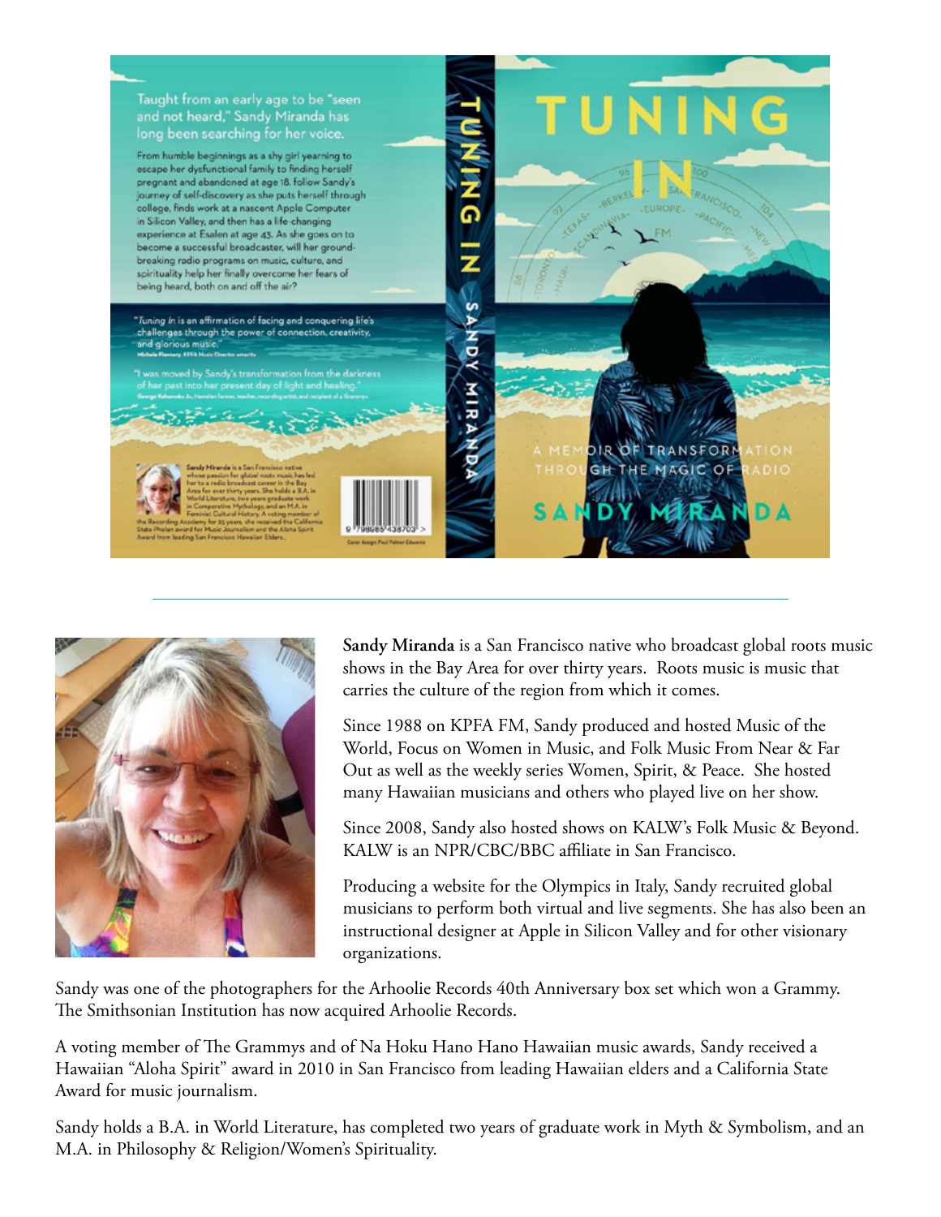Taught from an early age to be "seen and not heard," Sandy Miranda has long been searching for her voice.

From humble beginnings as a shy girl yearning to escape her dysfunctional family to finding herself pregnant and abandoned at age 18, follow Sandy's journey of self-discovery as she puts herself through college, finds work at a nascent Apple Computer in Silicon Valley, and then has a life-changing experience at Esalen at age 43. As she goes on to become a successful broadcaster, will her groundbreaking radio programs on music, culture, and spirituality help her finally overcome her fears of being heard, both on and off the air?

"*Tuning In* is an affirmation of facing and conquering life's challenges through the power of connection, creativity, and glorious music."
Michele Flannery, KPFA Music Director emerita

"I was moved by Sandy's transformation from the darkness of her past into her present day of light and healing."
George Kahumoku Jr., Hawaiian farmer, teacher, recording artist, and recipient of a Grammy.

Sandy Miranda is a San Francisco native whose passion for global roots music has led her to a radio broadcast career in the Bay Area for over thirty years. She holds a B.A. in World Literature, two years graduate work in Comparative Mythology, and an M.A. in Feminist Cultural History. A voting member of the Recording Academy for 25 years, she received the California State Phelan award for Music Journalism and the Aloha Spirit Award from leading San Francisco Hawaiian Elders.

Cover design Paul Palmer Edwards

# TUNING IN

A MEMOIR OF TRANSFORMATION THROUGH THE MAGIC OF RADIO

SANDY MIRANDA

---

**Sandy Miranda** is a San Francisco native who broadcast global roots music shows in the Bay Area for over thirty years. Roots music is music that carries the culture of the region from which it comes.

Since 1988 on KPFA FM, Sandy produced and hosted Music of the World, Focus on Women in Music, and Folk Music From Near & Far Out as well as the weekly series Women, Spirit, & Peace. She hosted many Hawaiian musicians and others who played live on her show.

Since 2008, Sandy also hosted shows on KALW's Folk Music & Beyond. KALW is an NPR/CBC/BBC affiliate in San Francisco.

Producing a website for the Olympics in Italy, Sandy recruited global musicians to perform both virtual and live segments. She has also been an instructional designer at Apple in Silicon Valley and for other visionary organizations.

Sandy was one of the photographers for the Arhoolie Records 40th Anniversary box set which won a Grammy. The Smithsonian Institution has now acquired Arhoolie Records.

A voting member of The Grammys and of Na Hoku Hano Hano Hawaiian music awards, Sandy received a Hawaiian "Aloha Spirit" award in 2010 in San Francisco from leading Hawaiian elders and a California State Award for music journalism.

Sandy holds a B.A. in World Literature, has completed two years of graduate work in Myth & Symbolism, and an M.A. in Philosophy & Religion/Women's Spirituality.